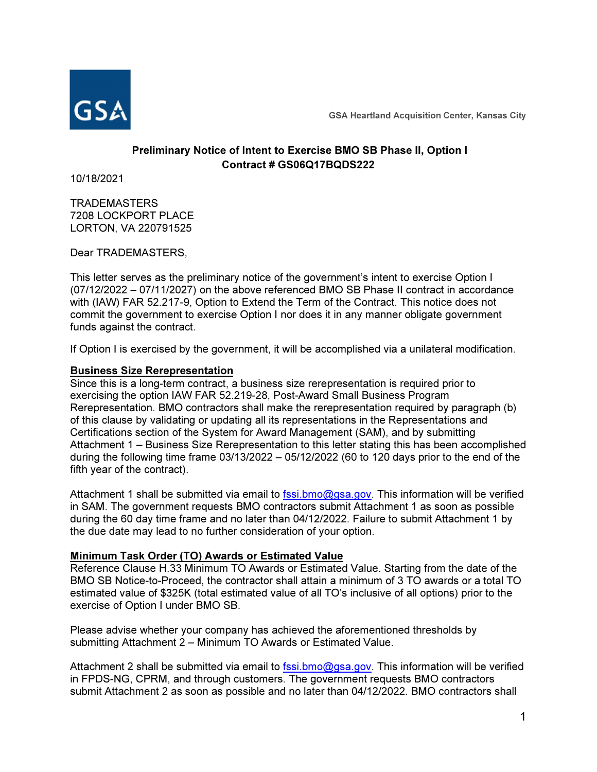GSA Heartland Acquisition Center, Kansas City

**Preliminary Notice of Intent to Exercise BMO SB Phase II, Option I**
**Contract # GS06Q17BQDS222**

10/18/2021

TRADEMASTERS
7208 LOCKPORT PLACE
LORTON, VA 220791525

Dear TRADEMASTERS,

This letter serves as the preliminary notice of the government's intent to exercise Option I (07/12/2022 – 07/11/2027) on the above referenced BMO SB Phase II contract in accordance with (IAW) FAR 52.217-9, Option to Extend the Term of the Contract. This notice does not commit the government to exercise Option I nor does it in any manner obligate government funds against the contract.

If Option I is exercised by the government, it will be accomplished via a unilateral modification.

**Business Size Rerepresentation**

Since this is a long-term contract, a business size rerepresentation is required prior to exercising the option IAW FAR 52.219-28, Post-Award Small Business Program Rerepresentation. BMO contractors shall make the rerepresentation required by paragraph (b) of this clause by validating or updating all its representations in the Representations and Certifications section of the System for Award Management (SAM), and by submitting Attachment 1 – Business Size Rerepresentation to this letter stating this has been accomplished during the following time frame 03/13/2022 – 05/12/2022 (60 to 120 days prior to the end of the fifth year of the contract).

Attachment 1 shall be submitted via email to fssi.bmo@gsa.gov. This information will be verified in SAM. The government requests BMO contractors submit Attachment 1 as soon as possible during the 60 day time frame and no later than 04/12/2022. Failure to submit Attachment 1 by the due date may lead to no further consideration of your option.

**Minimum Task Order (TO) Awards or Estimated Value**

Reference Clause H.33 Minimum TO Awards or Estimated Value. Starting from the date of the BMO SB Notice-to-Proceed, the contractor shall attain a minimum of 3 TO awards or a total TO estimated value of $325K (total estimated value of all TO's inclusive of all options) prior to the exercise of Option I under BMO SB.

Please advise whether your company has achieved the aforementioned thresholds by submitting Attachment 2 – Minimum TO Awards or Estimated Value.

Attachment 2 shall be submitted via email to fssi.bmo@gsa.gov. This information will be verified in FPDS-NG, CPRM, and through customers. The government requests BMO contractors submit Attachment 2 as soon as possible and no later than 04/12/2022. BMO contractors shall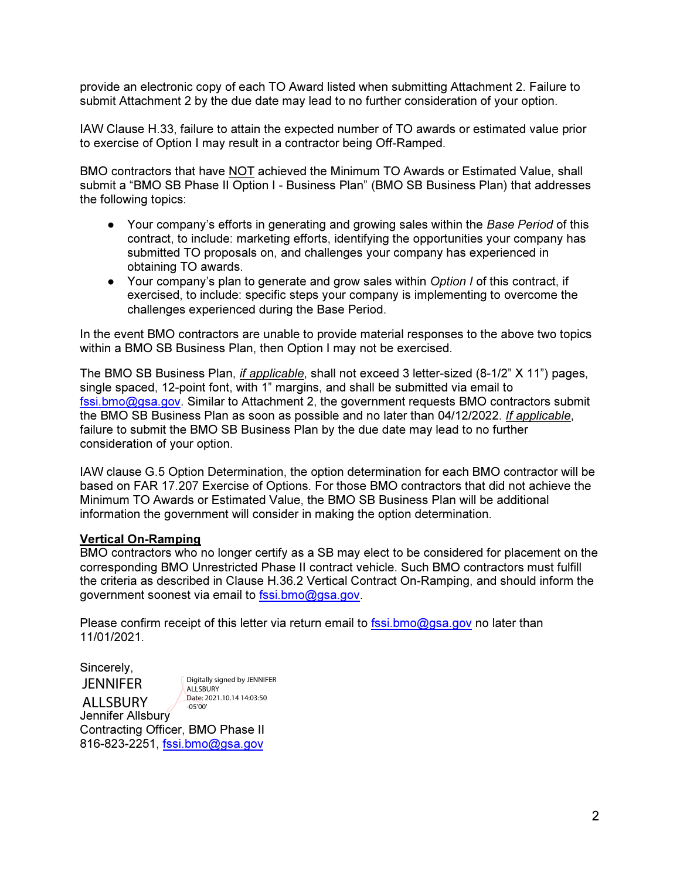provide an electronic copy of each TO Award listed when submitting Attachment 2. Failure to submit Attachment 2 by the due date may lead to no further consideration of your option.

IAW Clause H.33, failure to attain the expected number of TO awards or estimated value prior to exercise of Option I may result in a contractor being Off-Ramped.

BMO contractors that have NOT achieved the Minimum TO Awards or Estimated Value, shall submit a "BMO SB Phase II Option I - Business Plan" (BMO SB Business Plan) that addresses the following topics:

- Your company's efforts in generating and growing sales within the *Base Period* of this contract, to include: marketing efforts, identifying the opportunities your company has submitted TO proposals on, and challenges your company has experienced in obtaining TO awards.
- Your company's plan to generate and grow sales within *Option I* of this contract, if exercised, to include: specific steps your company is implementing to overcome the challenges experienced during the Base Period.

In the event BMO contractors are unable to provide material responses to the above two topics within a BMO SB Business Plan, then Option I may not be exercised.

The BMO SB Business Plan, *if applicable*, shall not exceed 3 letter-sized (8-1/2" X 11") pages, single spaced, 12-point font, with 1" margins, and shall be submitted via email to fssi.bmo@gsa.gov. Similar to Attachment 2, the government requests BMO contractors submit the BMO SB Business Plan as soon as possible and no later than 04/12/2022. *If applicable*, failure to submit the BMO SB Business Plan by the due date may lead to no further consideration of your option.

IAW clause G.5 Option Determination, the option determination for each BMO contractor will be based on FAR 17.207 Exercise of Options. For those BMO contractors that did not achieve the Minimum TO Awards or Estimated Value, the BMO SB Business Plan will be additional information the government will consider in making the option determination.

**Vertical On-Ramping**

BMO contractors who no longer certify as a SB may elect to be considered for placement on the corresponding BMO Unrestricted Phase II contract vehicle. Such BMO contractors must fulfill the criteria as described in Clause H.36.2 Vertical Contract On-Ramping, and should inform the government soonest via email to fssi.bmo@gsa.gov.

Please confirm receipt of this letter via return email to fssi.bmo@gsa.gov no later than 11/01/2021.

Sincerely,

JENNIFER ALLSBURY

Digitally signed by JENNIFER ALLSBURY
Date: 2021.10.14 14:03:50 -05'00'

Jennifer Allsbury
Contracting Officer, BMO Phase II
816-823-2251, fssi.bmo@gsa.gov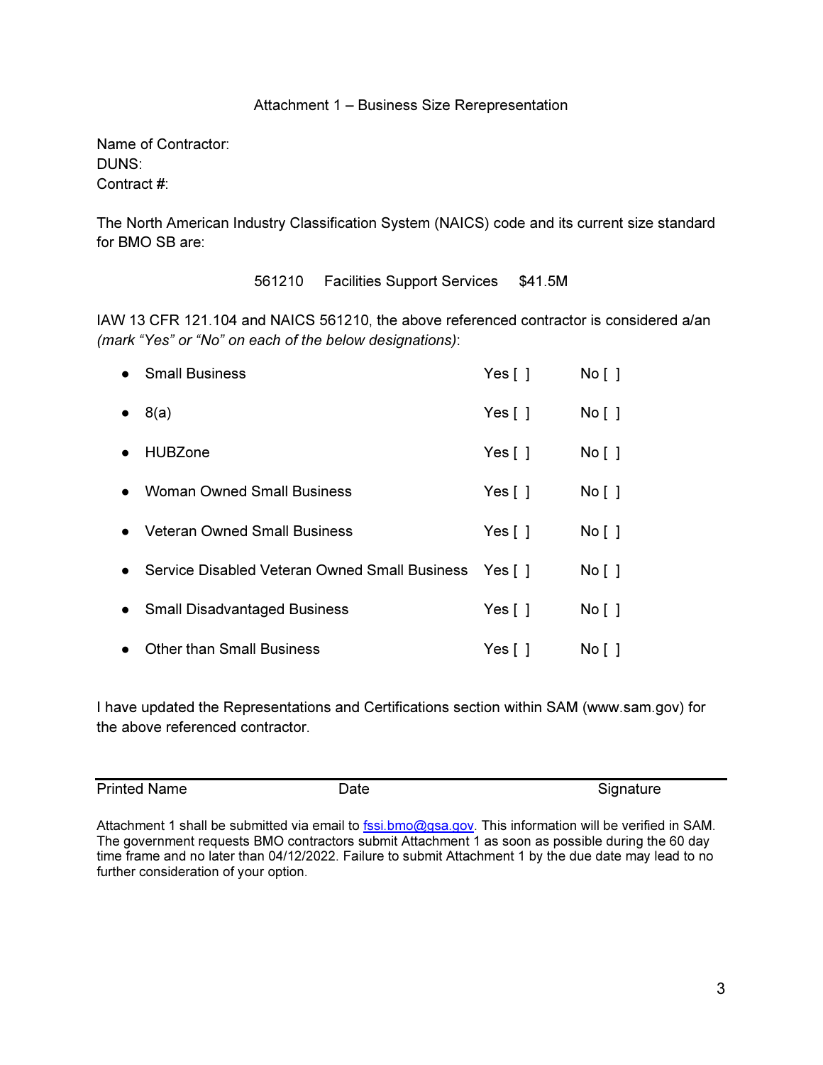# Attachment 1 – Business Size Rerepresentation

Name of Contractor:
DUNS:
Contract #:

The North American Industry Classification System (NAICS) code and its current size standard for BMO SB are:

561210 Facilities Support Services $41.5M

IAW 13 CFR 121.104 and NAICS 561210, the above referenced contractor is considered a/an *(mark "Yes" or "No" on each of the below designations)*:

| Designation | Yes | No |
|---|---|---|
| • Small Business | Yes [ ] | No [ ] |
| • 8(a) | Yes [ ] | No [ ] |
| • HUBZone | Yes [ ] | No [ ] |
| • Woman Owned Small Business | Yes [ ] | No [ ] |
| • Veteran Owned Small Business | Yes [ ] | No [ ] |
| • Service Disabled Veteran Owned Small Business | Yes [ ] | No [ ] |
| • Small Disadvantaged Business | Yes [ ] | No [ ] |
| • Other than Small Business | Yes [ ] | No [ ] |

I have updated the Representations and Certifications section within SAM (www.sam.gov) for the above referenced contractor.

| Printed Name | Date | Signature |
|---|---|---|
| | | |

Attachment 1 shall be submitted via email to fssi.bmo@gsa.gov. This information will be verified in SAM. The government requests BMO contractors submit Attachment 1 as soon as possible during the 60 day time frame and no later than 04/12/2022. Failure to submit Attachment 1 by the due date may lead to no further consideration of your option.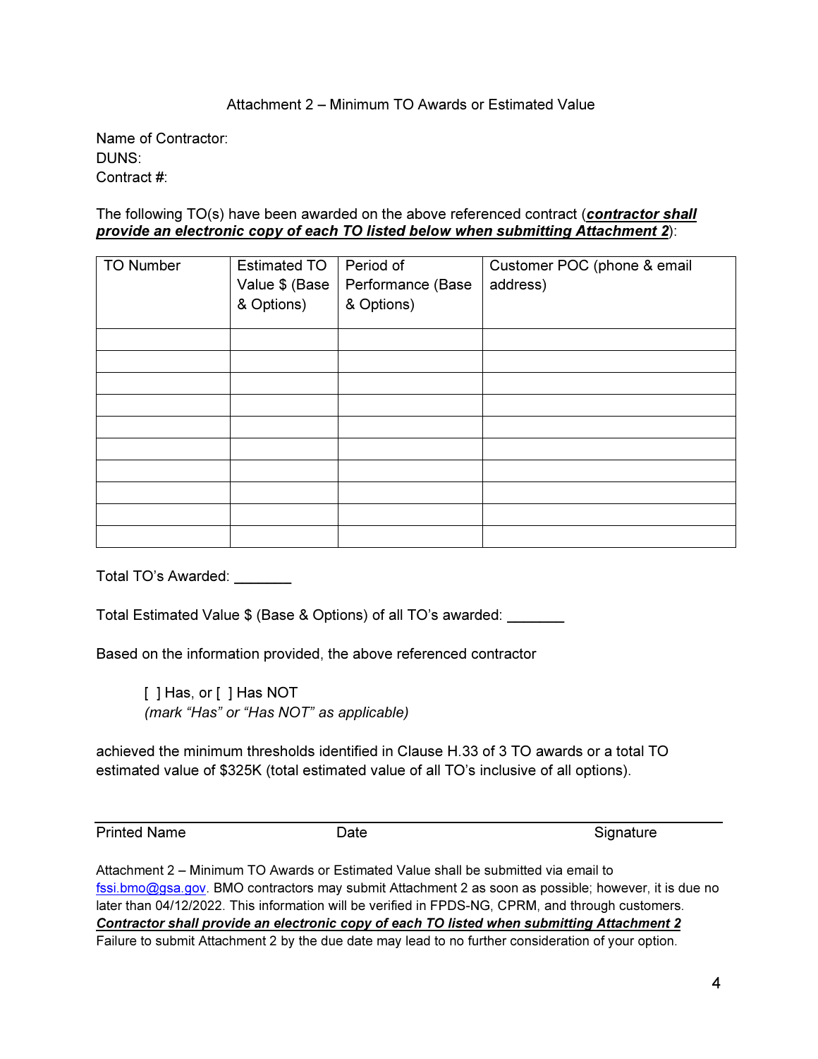# Attachment 2 – Minimum TO Awards or Estimated Value

Name of Contractor:
DUNS:
Contract #:

The following TO(s) have been awarded on the above referenced contract (***contractor shall provide an electronic copy of each TO listed below when submitting Attachment 2***):

| TO Number | Estimated TO Value $ (Base & Options) | Period of Performance (Base & Options) | Customer POC (phone & email address) |
|---|---|---|---|
| | | | |
| | | | |
| | | | |
| | | | |
| | | | |
| | | | |
| | | | |
| | | | |
| | | | |
| | | | |

Total TO's Awarded: _______

Total Estimated Value $ (Base & Options) of all TO's awarded: _______

Based on the information provided, the above referenced contractor

[ ] Has, or [ ] Has NOT
*(mark "Has" or "Has NOT" as applicable)*

achieved the minimum thresholds identified in Clause H.33 of 3 TO awards or a total TO estimated value of $325K (total estimated value of all TO's inclusive of all options).

Printed Name  Date  Signature

Attachment 2 – Minimum TO Awards or Estimated Value shall be submitted via email to fssi.bmo@gsa.gov. BMO contractors may submit Attachment 2 as soon as possible; however, it is due no later than 04/12/2022. This information will be verified in FPDS-NG, CPRM, and through customers.
***Contractor shall provide an electronic copy of each TO listed when submitting Attachment 2***
Failure to submit Attachment 2 by the due date may lead to no further consideration of your option.